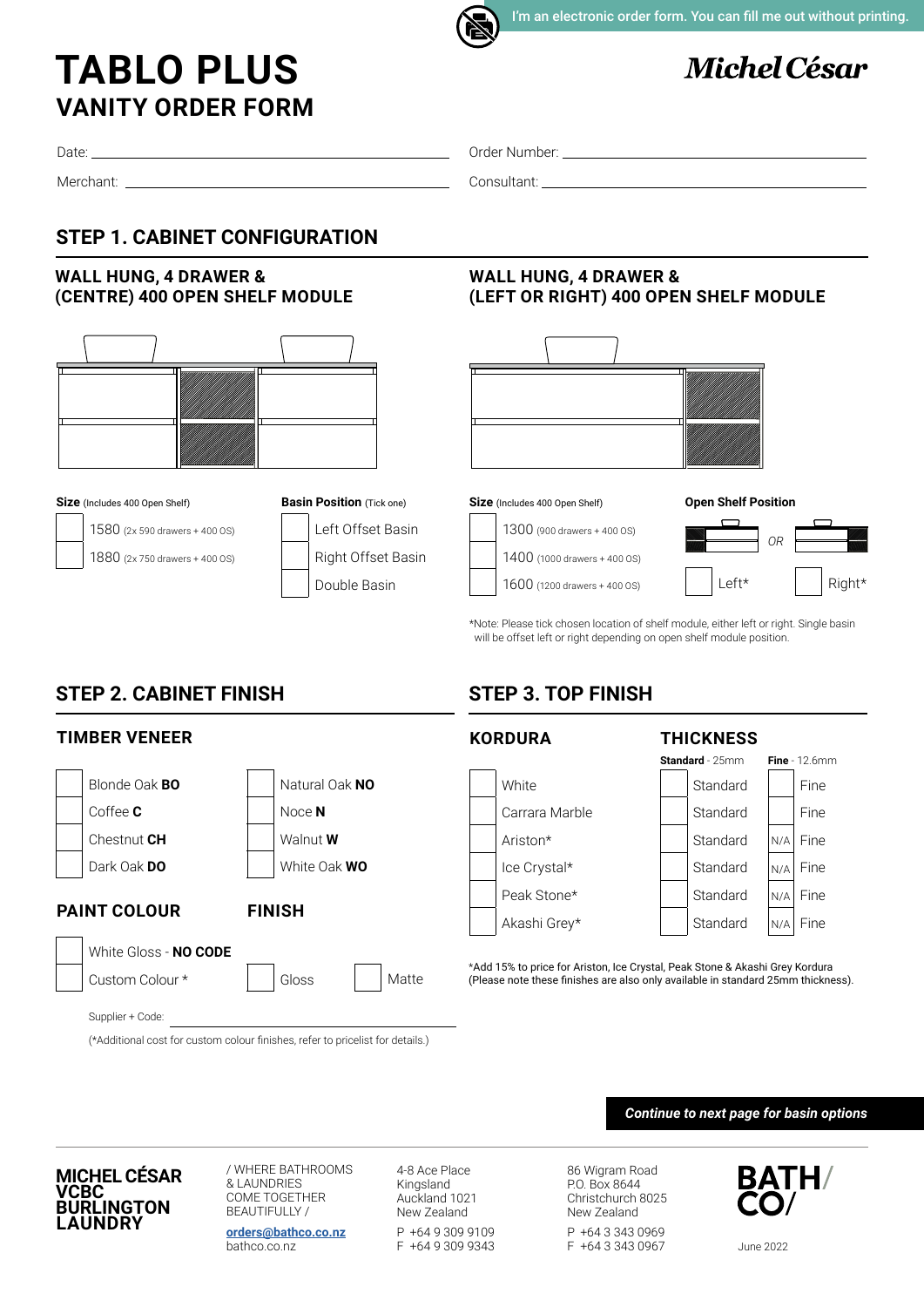I'm an electronic order form. You can fill me out without printing.

# TABLO PLUS
## VANITY ORDER FORM

Michel César

Date: ______________________ Order Number: ______________________

Merchant: ______________________ Consultant: ______________________

## STEP 1. CABINET CONFIGURATION

### WALL HUNG, 4 DRAWER & (CENTRE) 400 OPEN SHELF MODULE

**Size** (Includes 400 Open Shelf)

- ☐ 1580 (2x 590 drawers + 400 OS)
- ☐ 1880 (2x 750 drawers + 400 OS)

**Basin Position** (Tick one)

- ☐ Left Offset Basin
- ☐ Right Offset Basin
- ☐ Double Basin

### WALL HUNG, 4 DRAWER & (LEFT OR RIGHT) 400 OPEN SHELF MODULE

**Size** (Includes 400 Open Shelf)

- ☐ 1300 (900 drawers + 400 OS)
- ☐ 1400 (1000 drawers + 400 OS)
- ☐ 1600 (1200 drawers + 400 OS)

**Open Shelf Position**

☐ Left* OR ☐ Right*

*Note: Please tick chosen location of shelf module, either left or right. Single basin will be offset left or right depending on open shelf module position.

## STEP 2. CABINET FINISH

### TIMBER VENEER

- ☐ Blonde Oak **BO**
- ☐ Coffee **C**
- ☐ Chestnut **CH**
- ☐ Dark Oak **DO**
- ☐ Natural Oak **NO**
- ☐ Noce **N**
- ☐ Walnut **W**
- ☐ White Oak **WO**

### PAINT COLOUR

- ☐ White Gloss - **NO CODE**
- ☐ Custom Colour *

### FINISH

☐ Gloss ☐ Matte

Supplier + Code: ______________________

(*Additional cost for custom colour finishes, refer to pricelist for details.)

## STEP 3. TOP FINISH

| KORDURA | THICKNESS **Standard** - 25mm | **Fine** - 12.6mm |
|---|---|---|
| ☐ White | ☐ Standard | ☐ Fine |
| ☐ Carrara Marble | ☐ Standard | ☐ Fine |
| ☐ Ariston* | ☐ Standard | N/A Fine |
| ☐ Ice Crystal* | ☐ Standard | N/A Fine |
| ☐ Peak Stone* | ☐ Standard | N/A Fine |
| ☐ Akashi Grey* | ☐ Standard | N/A Fine |

*Add 15% to price for Ariston, Ice Crystal, Peak Stone & Akashi Grey Kordura (Please note these finishes are also only available in standard 25mm thickness).

***Continue to next page for basin options***

MICHEL CÉSAR
VCBC
BURLINGTON
LAUNDRY

/ WHERE BATHROOMS & LAUNDRIES COME TOGETHER BEAUTIFULLY /

orders@bathco.co.nz
bathco.co.nz

4-8 Ace Place
Kingsland
Auckland 1021
New Zealand
P +64 9 309 9109
F +64 9 309 9343

86 Wigram Road
P.O. Box 8644
Christchurch 8025
New Zealand
P +64 3 343 0969
F +64 3 343 0967

BATH/
CO/

June 2022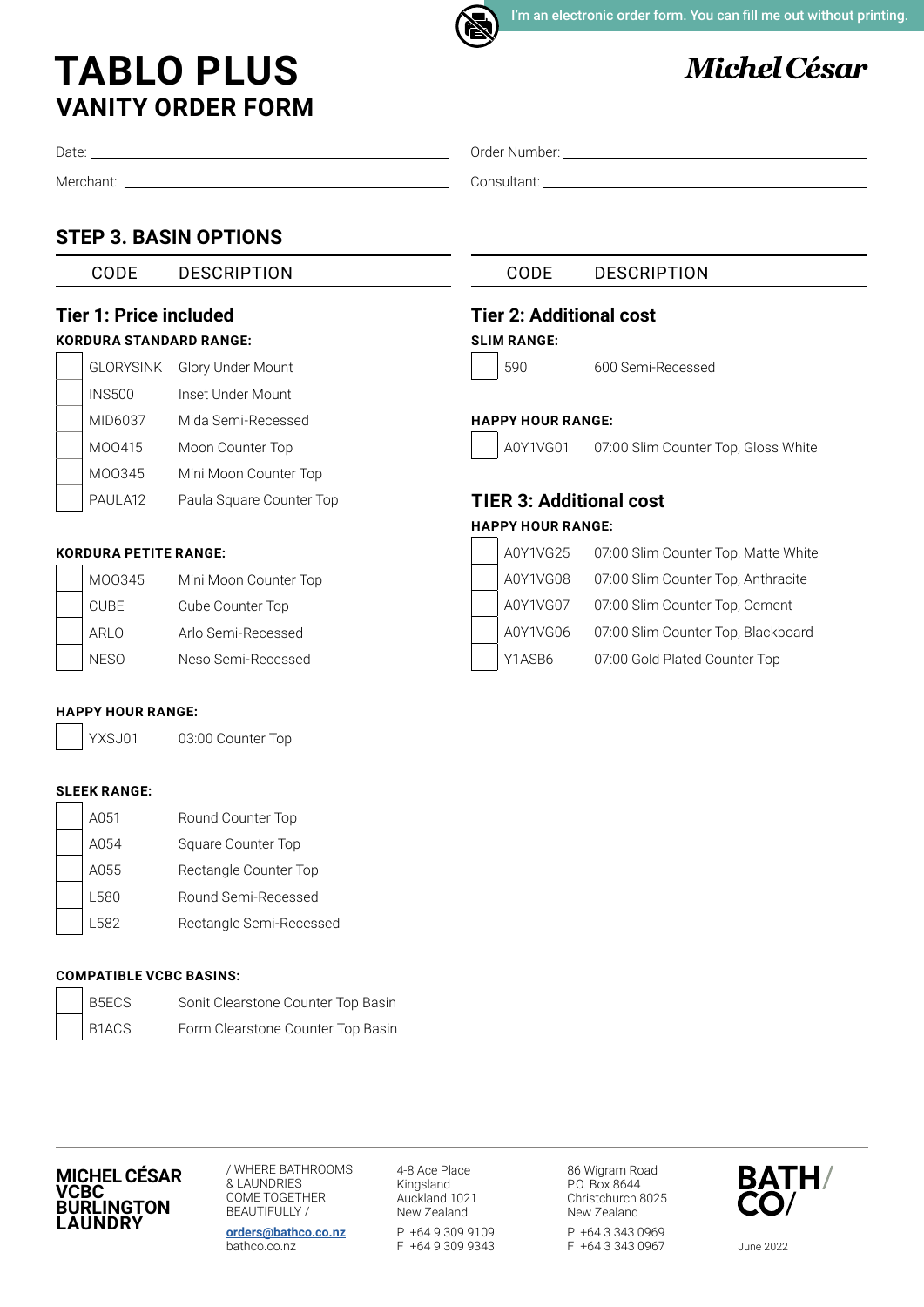I'm an electronic order form. You can fill me out without printing.

# TABLO PLUS
## VANITY ORDER FORM

**Michel César**

Date: ____________________ Order Number: ____________________

Merchant: ____________________ Consultant: ____________________

## STEP 3. BASIN OPTIONS

### Tier 1: Price included

**KORDURA STANDARD RANGE:**

| | CODE | DESCRIPTION |
|---|---|---|
| ☐ | GLORYSINK | Glory Under Mount |
| ☐ | INS500 | Inset Under Mount |
| ☐ | MID6037 | Mida Semi-Recessed |
| ☐ | MOO415 | Moon Counter Top |
| ☐ | MOO345 | Mini Moon Counter Top |
| ☐ | PAULA12 | Paula Square Counter Top |

**KORDURA PETITE RANGE:**

| | CODE | DESCRIPTION |
|---|---|---|
| ☐ | MOO345 | Mini Moon Counter Top |
| ☐ | CUBE | Cube Counter Top |
| ☐ | ARLO | Arlo Semi-Recessed |
| ☐ | NESO | Neso Semi-Recessed |

**HAPPY HOUR RANGE:**

| | CODE | DESCRIPTION |
|---|---|---|
| ☐ | YXSJ01 | 03:00 Counter Top |

**SLEEK RANGE:**

| | CODE | DESCRIPTION |
|---|---|---|
| ☐ | A051 | Round Counter Top |
| ☐ | A054 | Square Counter Top |
| ☐ | A055 | Rectangle Counter Top |
| ☐ | L580 | Round Semi-Recessed |
| ☐ | L582 | Rectangle Semi-Recessed |

**COMPATIBLE VCBC BASINS:**

| | CODE | DESCRIPTION |
|---|---|---|
| ☐ | B5ECS | Sonit Clearstone Counter Top Basin |
| ☐ | B1ACS | Form Clearstone Counter Top Basin |

### Tier 2: Additional cost

**SLIM RANGE:**

| | CODE | DESCRIPTION |
|---|---|---|
| ☐ | 590 | 600 Semi-Recessed |

**HAPPY HOUR RANGE:**

| | CODE | DESCRIPTION |
|---|---|---|
| ☐ | A0Y1VG01 | 07:00 Slim Counter Top, Gloss White |

### TIER 3: Additional cost

**HAPPY HOUR RANGE:**

| | CODE | DESCRIPTION |
|---|---|---|
| ☐ | A0Y1VG25 | 07:00 Slim Counter Top, Matte White |
| ☐ | A0Y1VG08 | 07:00 Slim Counter Top, Anthracite |
| ☐ | A0Y1VG07 | 07:00 Slim Counter Top, Cement |
| ☐ | A0Y1VG06 | 07:00 Slim Counter Top, Blackboard |
| ☐ | Y1ASB6 | 07:00 Gold Plated Counter Top |

**MICHEL CÉSAR**
**VCBC**
**BURLINGTON**
**LAUNDRY**

/ WHERE BATHROOMS & LAUNDRIES COME TOGETHER BEAUTIFULLY /

orders@bathco.co.nz
bathco.co.nz

4-8 Ace Place
Kingsland
Auckland 1021
New Zealand
P +64 9 309 9109
F +64 9 309 9343

86 Wigram Road
P.O. Box 8644
Christchurch 8025
New Zealand
P +64 3 343 0969
F +64 3 343 0967

BATH/CO/

June 2022